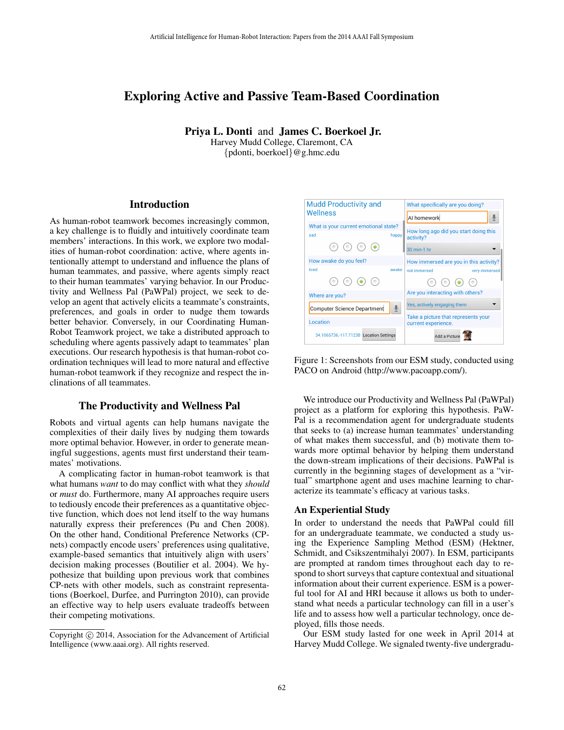# Exploring Active and Passive Team-Based Coordination

**Priya L. Donti** and **James C. Boerkoel Jr.**
Harvey Mudd College, Claremont, CA
{pdonti, boerkoel}@g.hmc.edu

## Introduction

As human-robot teamwork becomes increasingly common, a key challenge is to fluidly and intuitively coordinate team members' interactions. In this work, we explore two modalities of human-robot coordination: active, where agents intentionally attempt to understand and influence the plans of human teammates, and passive, where agents simply react to their human teammates' varying behavior. In our Productivity and Wellness Pal (PaWPal) project, we seek to develop an agent that actively elicits a teammate's constraints, preferences, and goals in order to nudge them towards better behavior. Conversely, in our Coordinating Human-Robot Teamwork project, we take a distributed approach to scheduling where agents passively adapt to teammates' plan executions. Our research hypothesis is that human-robot coordination techniques will lead to more natural and effective human-robot teamwork if they recognize and respect the inclinations of all teammates.

## The Productivity and Wellness Pal

Robots and virtual agents can help humans navigate the complexities of their daily lives by nudging them towards more optimal behavior. However, in order to generate meaningful suggestions, agents must first understand their teammates' motivations.

A complicating factor in human-robot teamwork is that what humans *want* to do may conflict with what they *should* or *must* do. Furthermore, many AI approaches require users to tediously encode their preferences as a quantitative objective function, which does not lend itself to the way humans naturally express their preferences (Pu and Chen 2008). On the other hand, Conditional Preference Networks (CP-nets) compactly encode users' preferences using qualitative, example-based semantics that intuitively align with users' decision making processes (Boutilier et al. 2004). We hypothesize that building upon previous work that combines CP-nets with other models, such as constraint representations (Boerkoel, Durfee, and Purrington 2010), can provide an effective way to help users evaluate tradeoffs between their competing motivations.

Copyright © 2014, Association for the Advancement of Artificial Intelligence (www.aaai.org). All rights reserved.

Figure 1: Screenshots from our ESM study, conducted using PACO on Android (http://www.pacoapp.com/).

We introduce our Productivity and Wellness Pal (PaWPal) project as a platform for exploring this hypothesis. PaWPal is a recommendation agent for undergraduate students that seeks to (a) increase human teammates' understanding of what makes them successful, and (b) motivate them towards more optimal behavior by helping them understand the down-stream implications of their decisions. PaWPal is currently in the beginning stages of development as a "virtual" smartphone agent and uses machine learning to characterize its teammate's efficacy at various tasks.

### An Experiential Study

In order to understand the needs that PaWPal could fill for an undergraduate teammate, we conducted a study using the Experience Sampling Method (ESM) (Hektner, Schmidt, and Csikszentmihalyi 2007). In ESM, participants are prompted at random times throughout each day to respond to short surveys that capture contextual and situational information about their current experience. ESM is a powerful tool for AI and HRI because it allows us both to understand what needs a particular technology can fill in a user's life and to assess how well a particular technology, once deployed, fills those needs.

Our ESM study lasted for one week in April 2014 at Harvey Mudd College. We signaled twenty-five undergradu-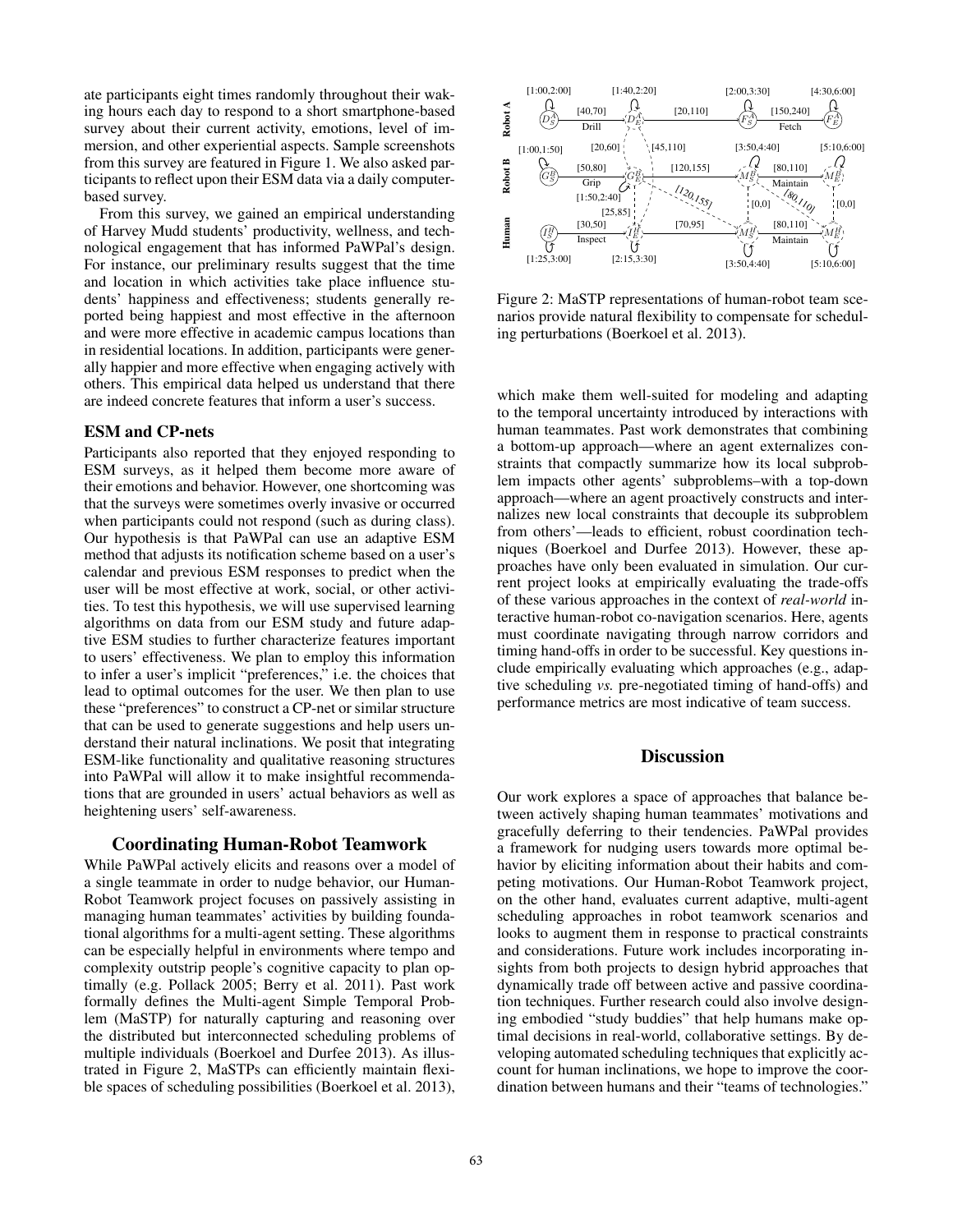ate participants eight times randomly throughout their waking hours each day to respond to a short smartphone-based survey about their current activity, emotions, level of immersion, and other experiential aspects. Sample screenshots from this survey are featured in Figure 1. We also asked participants to reflect upon their ESM data via a daily computer-based survey.

From this survey, we gained an empirical understanding of Harvey Mudd students' productivity, wellness, and technological engagement that has informed PaWPal's design. For instance, our preliminary results suggest that the time and location in which activities take place influence students' happiness and effectiveness; students generally reported being happiest and most effective in the afternoon and were more effective in academic campus locations than in residential locations. In addition, participants were generally happier and more effective when engaging actively with others. This empirical data helped us understand that there are indeed concrete features that inform a user's success.

### ESM and CP-nets

Participants also reported that they enjoyed responding to ESM surveys, as it helped them become more aware of their emotions and behavior. However, one shortcoming was that the surveys were sometimes overly invasive or occurred when participants could not respond (such as during class). Our hypothesis is that PaWPal can use an adaptive ESM method that adjusts its notification scheme based on a user's calendar and previous ESM responses to predict when the user will be most effective at work, social, or other activities. To test this hypothesis, we will use supervised learning algorithms on data from our ESM study and future adaptive ESM studies to further characterize features important to users' effectiveness. We plan to employ this information to infer a user's implicit "preferences," i.e. the choices that lead to optimal outcomes for the user. We then plan to use these "preferences" to construct a CP-net or similar structure that can be used to generate suggestions and help users understand their natural inclinations. We posit that integrating ESM-like functionality and qualitative reasoning structures into PaWPal will allow it to make insightful recommendations that are grounded in users' actual behaviors as well as heightening users' self-awareness.

## Coordinating Human-Robot Teamwork

While PaWPal actively elicits and reasons over a model of a single teammate in order to nudge behavior, our Human-Robot Teamwork project focuses on passively assisting in managing human teammates' activities by building foundational algorithms for a multi-agent setting. These algorithms can be especially helpful in environments where tempo and complexity outstrip people's cognitive capacity to plan optimally (e.g. Pollack 2005; Berry et al. 2011). Past work formally defines the Multi-agent Simple Temporal Problem (MaSTP) for naturally capturing and reasoning over the distributed but interconnected scheduling problems of multiple individuals (Boerkoel and Durfee 2013). As illustrated in Figure 2, MaSTPs can efficiently maintain flexible spaces of scheduling possibilities (Boerkoel et al. 2013), which make them well-suited for modeling and adapting to the temporal uncertainty introduced by interactions with human teammates. Past work demonstrates that combining a bottom-up approach—where an agent externalizes constraints that compactly summarize how its local subproblem impacts other agents' subproblems–with a top-down approach—where an agent proactively constructs and internalizes new local constraints that decouple its subproblem from others'—leads to efficient, robust coordination techniques (Boerkoel and Durfee 2013). However, these approaches have only been evaluated in simulation. Our current project looks at empirically evaluating the trade-offs of these various approaches in the context of *real-world* interactive human-robot co-navigation scenarios. Here, agents must coordinate navigating through narrow corridors and timing hand-offs in order to be successful. Key questions include empirically evaluating which approaches (e.g., adaptive scheduling *vs.* pre-negotiated timing of hand-offs) and performance metrics are most indicative of team success.

Figure 2: MaSTP representations of human-robot team scenarios provide natural flexibility to compensate for scheduling perturbations (Boerkoel et al. 2013).

## Discussion

Our work explores a space of approaches that balance between actively shaping human teammates' motivations and gracefully deferring to their tendencies. PaWPal provides a framework for nudging users towards more optimal behavior by eliciting information about their habits and competing motivations. Our Human-Robot Teamwork project, on the other hand, evaluates current adaptive, multi-agent scheduling approaches in robot teamwork scenarios and looks to augment them in response to practical constraints and considerations. Future work includes incorporating insights from both projects to design hybrid approaches that dynamically trade off between active and passive coordination techniques. Further research could also involve designing embodied "study buddies" that help humans make optimal decisions in real-world, collaborative settings. By developing automated scheduling techniques that explicitly account for human inclinations, we hope to improve the coordination between humans and their "teams of technologies."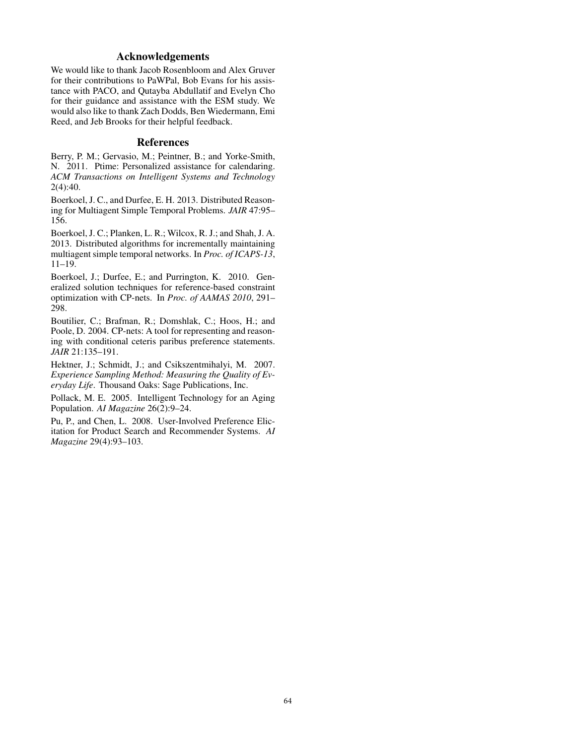## Acknowledgements

We would like to thank Jacob Rosenbloom and Alex Gruver for their contributions to PaWPal, Bob Evans for his assistance with PACO, and Qutayba Abdullatif and Evelyn Cho for their guidance and assistance with the ESM study. We would also like to thank Zach Dodds, Ben Wiedermann, Emi Reed, and Jeb Brooks for their helpful feedback.

## References

Berry, P. M.; Gervasio, M.; Peintner, B.; and Yorke-Smith, N. 2011. Ptime: Personalized assistance for calendaring. *ACM Transactions on Intelligent Systems and Technology* 2(4):40.

Boerkoel, J. C., and Durfee, E. H. 2013. Distributed Reasoning for Multiagent Simple Temporal Problems. *JAIR* 47:95–156.

Boerkoel, J. C.; Planken, L. R.; Wilcox, R. J.; and Shah, J. A. 2013. Distributed algorithms for incrementally maintaining multiagent simple temporal networks. In *Proc. of ICAPS-13*, 11–19.

Boerkoel, J.; Durfee, E.; and Purrington, K. 2010. Generalized solution techniques for reference-based constraint optimization with CP-nets. In *Proc. of AAMAS 2010*, 291–298.

Boutilier, C.; Brafman, R.; Domshlak, C.; Hoos, H.; and Poole, D. 2004. CP-nets: A tool for representing and reasoning with conditional ceteris paribus preference statements. *JAIR* 21:135–191.

Hektner, J.; Schmidt, J.; and Csikszentmihalyi, M. 2007. *Experience Sampling Method: Measuring the Quality of Everyday Life*. Thousand Oaks: Sage Publications, Inc.

Pollack, M. E. 2005. Intelligent Technology for an Aging Population. *AI Magazine* 26(2):9–24.

Pu, P., and Chen, L. 2008. User-Involved Preference Elicitation for Product Search and Recommender Systems. *AI Magazine* 29(4):93–103.